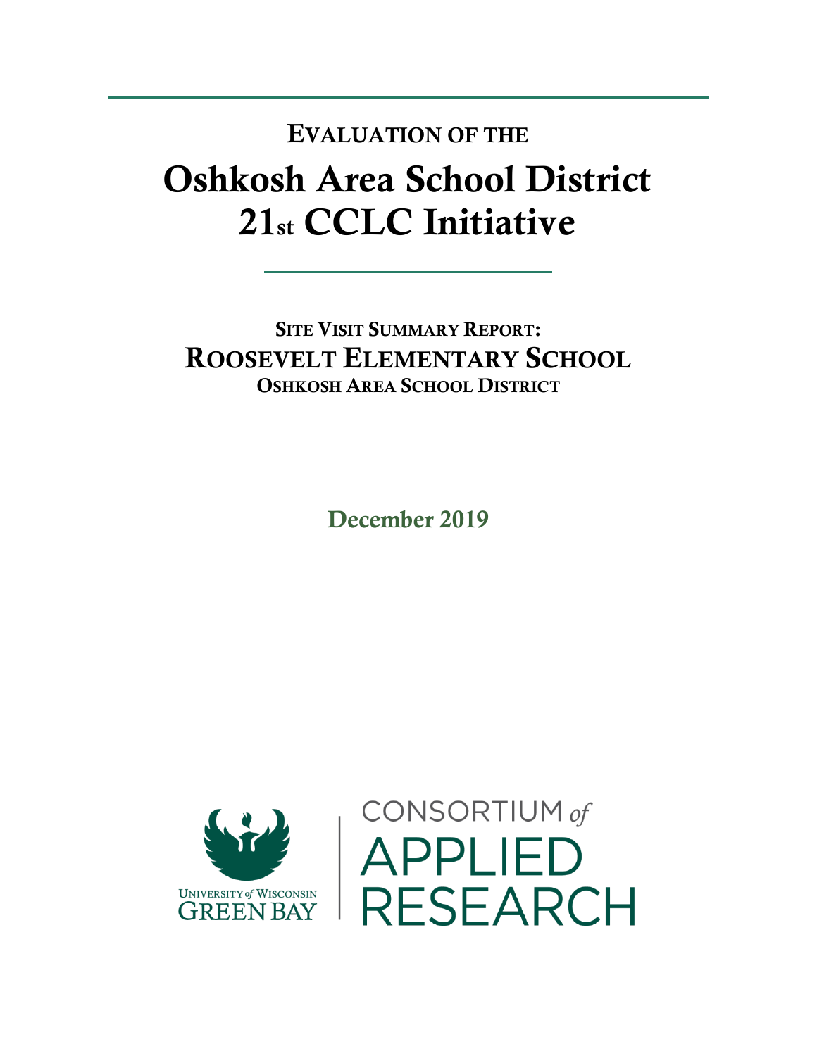# Evaluation of the

# Oshkosh Area School District 21st CCLC Initiative

## Site Visit Summary Report: Roosevelt Elementary School

### Oshkosh Area School District

December 2019

University of Wisconsin Green Bay | Consortium of Applied Research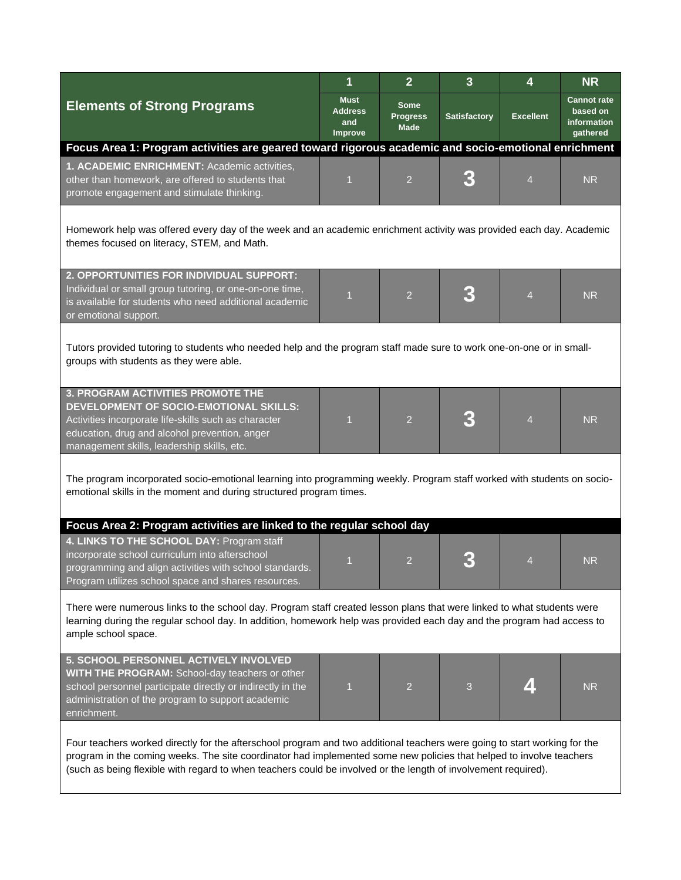| Elements of Strong Programs | 1<br>Must Address and Improve | 2<br>Some Progress Made | 3<br>Satisfactory | 4<br>Excellent | NR<br>Cannot rate based on information gathered |
|---|---|---|---|---|---|
| **Focus Area 1: Program activities are geared toward rigorous academic and socio-emotional enrichment** | | | | | |
| **1. ACADEMIC ENRICHMENT:** Academic activities, other than homework, are offered to students that promote engagement and stimulate thinking. | 1 | 2 | **3** | 4 | NR |
| Homework help was offered every day of the week and an academic enrichment activity was provided each day. Academic themes focused on literacy, STEM, and Math. | | | | | |
| **2. OPPORTUNITIES FOR INDIVIDUAL SUPPORT:** Individual or small group tutoring, or one-on-one time, is available for students who need additional academic or emotional support. | 1 | 2 | **3** | 4 | NR |
| Tutors provided tutoring to students who needed help and the program staff made sure to work one-on-one or in small-groups with students as they were able. | | | | | |
| **3. PROGRAM ACTIVITIES PROMOTE THE DEVELOPMENT OF SOCIO-EMOTIONAL SKILLS:** Activities incorporate life-skills such as character education, drug and alcohol prevention, anger management skills, leadership skills, etc. | 1 | 2 | **3** | 4 | NR |
| The program incorporated socio-emotional learning into programming weekly. Program staff worked with students on socio-emotional skills in the moment and during structured program times. | | | | | |
| **Focus Area 2: Program activities are linked to the regular school day** | | | | | |
| **4. LINKS TO THE SCHOOL DAY:** Program staff incorporate school curriculum into afterschool programming and align activities with school standards. Program utilizes school space and shares resources. | 1 | 2 | **3** | 4 | NR |
| There were numerous links to the school day. Program staff created lesson plans that were linked to what students were learning during the regular school day. In addition, homework help was provided each day and the program had access to ample school space. | | | | | |
| **5. SCHOOL PERSONNEL ACTIVELY INVOLVED WITH THE PROGRAM:** School-day teachers or other school personnel participate directly or indirectly in the administration of the program to support academic enrichment. | 1 | 2 | 3 | **4** | NR |
| Four teachers worked directly for the afterschool program and two additional teachers were going to start working for the program in the coming weeks. The site coordinator had implemented some new policies that helped to involve teachers (such as being flexible with regard to when teachers could be involved or the length of involvement required). | | | | | |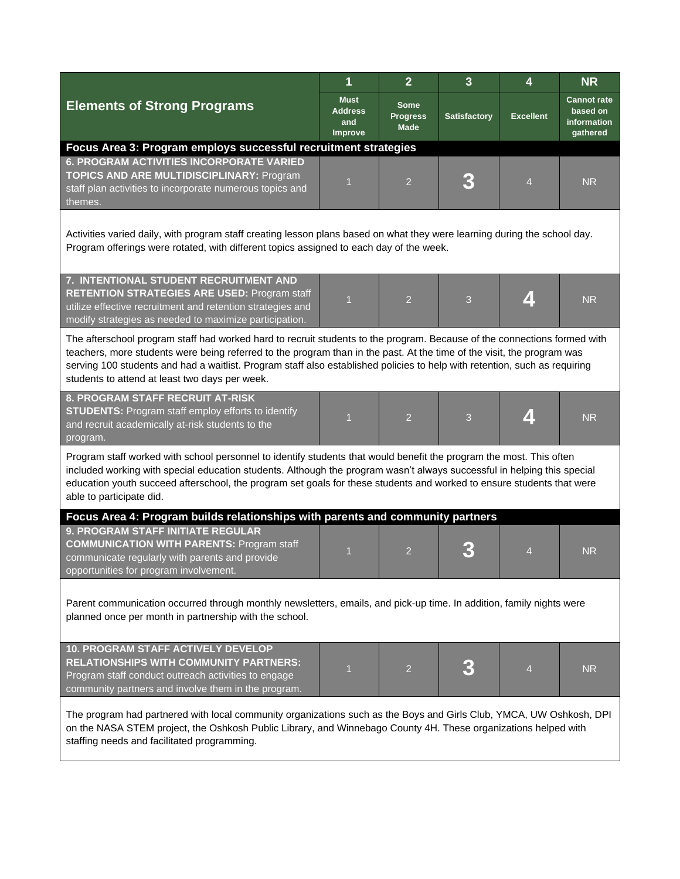| Elements of Strong Programs | 1<br>Must Address and Improve | 2<br>Some Progress Made | 3<br>Satisfactory | 4<br>Excellent | NR<br>Cannot rate based on information gathered |
|---|---|---|---|---|---|
| **Focus Area 3: Program employs successful recruitment strategies** | | | | | |
| **6. PROGRAM ACTIVITIES INCORPORATE VARIED TOPICS AND ARE MULTIDISCIPLINARY:** Program staff plan activities to incorporate numerous topics and themes. | 1 | 2 | **3** | 4 | NR |
| Activities varied daily, with program staff creating lesson plans based on what they were learning during the school day. Program offerings were rotated, with different topics assigned to each day of the week. | | | | | |
| **7. INTENTIONAL STUDENT RECRUITMENT AND RETENTION STRATEGIES ARE USED:** Program staff utilize effective recruitment and retention strategies and modify strategies as needed to maximize participation. | 1 | 2 | 3 | **4** | NR |
| The afterschool program staff had worked hard to recruit students to the program. Because of the connections formed with teachers, more students were being referred to the program than in the past. At the time of the visit, the program was serving 100 students and had a waitlist. Program staff also established policies to help with retention, such as requiring students to attend at least two days per week. | | | | | |
| **8. PROGRAM STAFF RECRUIT AT-RISK STUDENTS:** Program staff employ efforts to identify and recruit academically at-risk students to the program. | 1 | 2 | 3 | **4** | NR |
| Program staff worked with school personnel to identify students that would benefit the program the most. This often included working with special education students. Although the program wasn't always successful in helping this special education youth succeed afterschool, the program set goals for these students and worked to ensure students that were able to participate did. | | | | | |
| **Focus Area 4: Program builds relationships with parents and community partners** | | | | | |
| **9. PROGRAM STAFF INITIATE REGULAR COMMUNICATION WITH PARENTS:** Program staff communicate regularly with parents and provide opportunities for program involvement. | 1 | 2 | **3** | 4 | NR |
| Parent communication occurred through monthly newsletters, emails, and pick-up time. In addition, family nights were planned once per month in partnership with the school. | | | | | |
| **10. PROGRAM STAFF ACTIVELY DEVELOP RELATIONSHIPS WITH COMMUNITY PARTNERS:** Program staff conduct outreach activities to engage community partners and involve them in the program. | 1 | 2 | **3** | 4 | NR |
| The program had partnered with local community organizations such as the Boys and Girls Club, YMCA, UW Oshkosh, DPI on the NASA STEM project, the Oshkosh Public Library, and Winnebago County 4H. These organizations helped with staffing needs and facilitated programming. | | | | | |